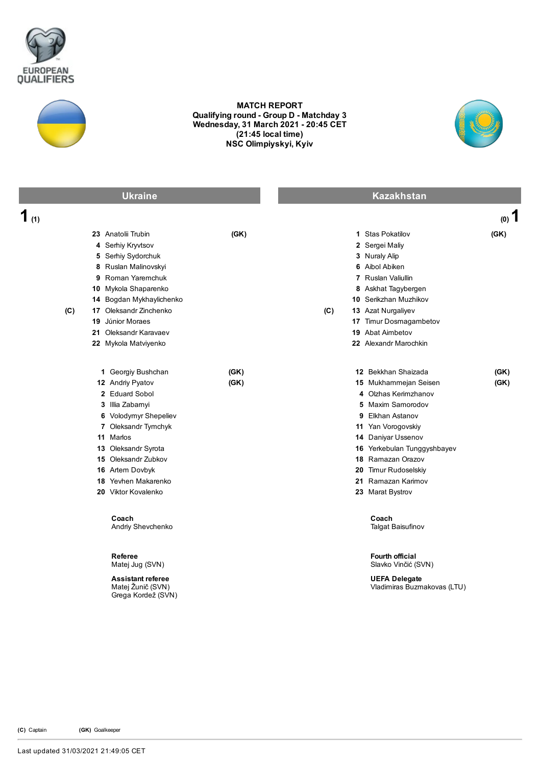# MATCH REPORT

**Qualifying round - Group D - Matchday 3**
**Wednesday, 31 March 2021 - 20:45 CET**
**(21:45 local time)**
**NSC Olimpiyskyi, Kyiv**

| Ukraine | Kazakhstan |
|---|---|
| **1** (1) | (0) **1** |

## Ukraine

| | No. | Player | |
|---|---|---|---|
| | 23 | Anatolii Trubin | (GK) |
| | 4 | Serhiy Kryvtsov | |
| | 5 | Serhiy Sydorchuk | |
| | 8 | Ruslan Malinovskyi | |
| | 9 | Roman Yaremchuk | |
| | 10 | Mykola Shaparenko | |
| | 14 | Bogdan Mykhaylichenko | |
| (C) | 17 | Oleksandr Zinchenko | |
| | 19 | Júnior Moraes | |
| | 21 | Oleksandr Karavaev | |
| | 22 | Mykola Matviyenko | |

| No. | Player | |
|---|---|---|
| 1 | Georgiy Bushchan | (GK) |
| 12 | Andriy Pyatov | (GK) |
| 2 | Eduard Sobol | |
| 3 | Illia Zabarnyi | |
| 6 | Volodymyr Shepeliev | |
| 7 | Oleksandr Tymchyk | |
| 11 | Marlos | |
| 13 | Oleksandr Syrota | |
| 15 | Oleksandr Zubkov | |
| 16 | Artem Dovbyk | |
| 18 | Yevhen Makarenko | |
| 20 | Viktor Kovalenko | |

**Coach**
Andriy Shevchenko

## Kazakhstan

| | No. | Player | |
|---|---|---|---|
| | 1 | Stas Pokatilov | (GK) |
| | 2 | Sergei Maliy | |
| | 3 | Nuraly Alip | |
| | 6 | Aibol Abiken | |
| | 7 | Ruslan Valiullin | |
| | 8 | Askhat Tagybergen | |
| | 10 | Serikzhan Muzhikov | |
| (C) | 13 | Azat Nurgaliyev | |
| | 17 | Timur Dosmagambetov | |
| | 19 | Abat Aimbetov | |
| | 22 | Alexandr Marochkin | |

| No. | Player | |
|---|---|---|
| 12 | Bekkhan Shaizada | (GK) |
| 15 | Mukhammejan Seisen | (GK) |
| 4 | Olzhas Kerimzhanov | |
| 5 | Maxim Samorodov | |
| 9 | Elkhan Astanov | |
| 11 | Yan Vorogovskiy | |
| 14 | Daniyar Ussenov | |
| 16 | Yerkebulan Tunggyshbayev | |
| 18 | Ramazan Orazov | |
| 20 | Timur Rudoselskiy | |
| 21 | Ramazan Karimov | |
| 23 | Marat Bystrov | |

**Coach**
Talgat Baisufinov

**Referee**
Matej Jug (SVN)

**Assistant referee**
Matej Žunič (SVN)
Grega Kordež (SVN)

**Fourth official**
Slavko Vinčić (SVN)

**UEFA Delegate**
Vladimiras Buzmakovas (LTU)

**(C)** Captain **(GK)** Goalkeeper

Last updated 31/03/2021 21:49:05 CET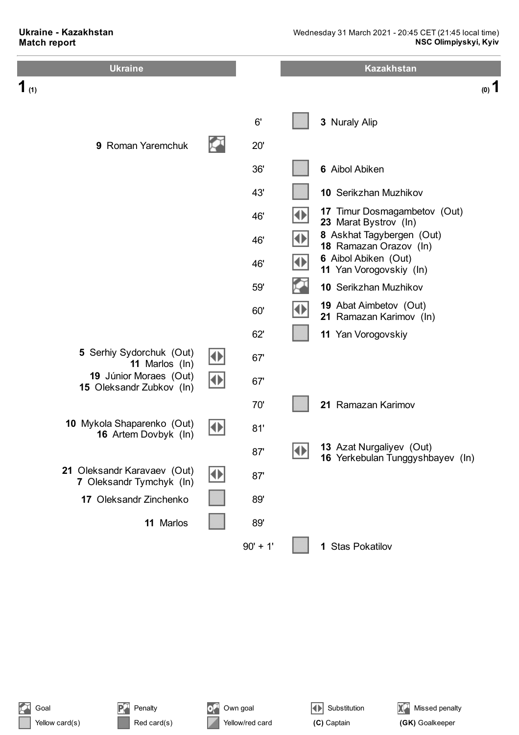**Ukraine - Kazakhstan**
**Match report**

Wednesday 31 March 2021 - 20:45 CET (21:45 local time)
**NSC Olimpiyskyi, Kyiv**

| Ukraine | | | | Kazakhstan |
|---|---|---|---|---|
| **1** (1) | | | | (0) **1** |
| | | 6' | Yellow card | **3** Nuraly Alip |
| **9** Roman Yaremchuk | Goal | 20' | | |
| | | 36' | Yellow card | **6** Aibol Abiken |
| | | 43' | Yellow card | **10** Serikzhan Muzhikov |
| | | 46' | Substitution | **17** Timur Dosmagambetov (Out) **23** Marat Bystrov (In) |
| | | 46' | Substitution | **8** Askhat Tagybergen (Out) **18** Ramazan Orazov (In) |
| | | 46' | Substitution | **6** Aibol Abiken (Out) **11** Yan Vorogovskiy (In) |
| | | 59' | Goal | **10** Serikzhan Muzhikov |
| | | 60' | Substitution | **19** Abat Aimbetov (Out) **21** Ramazan Karimov (In) |
| | | 62' | Yellow card | **11** Yan Vorogovskiy |
| **5** Serhiy Sydorchuk (Out) **11** Marlos (In) | Substitution | 67' | | |
| **19** Júnior Moraes (Out) **15** Oleksandr Zubkov (In) | Substitution | 67' | | |
| | | 70' | Yellow card | **21** Ramazan Karimov |
| **10** Mykola Shaparenko (Out) **16** Artem Dovbyk (In) | Substitution | 81' | | |
| | | 87' | Substitution | **13** Azat Nurgaliyev (Out) **16** Yerkebulan Tunggyshbayev (In) |
| **21** Oleksandr Karavaev (Out) **7** Oleksandr Tymchyk (In) | Substitution | 87' | | |
| **17** Oleksandr Zinchenko | Yellow card | 89' | | |
| **11** Marlos | Yellow card | 89' | | |
| | | 90' + 1' | Yellow card | **1** Stas Pokatilov |

Goal | Penalty | Own goal | Substitution | Missed penalty
Yellow card(s) | Red card(s) | Yellow/red card | (C) Captain | (GK) Goalkeeper